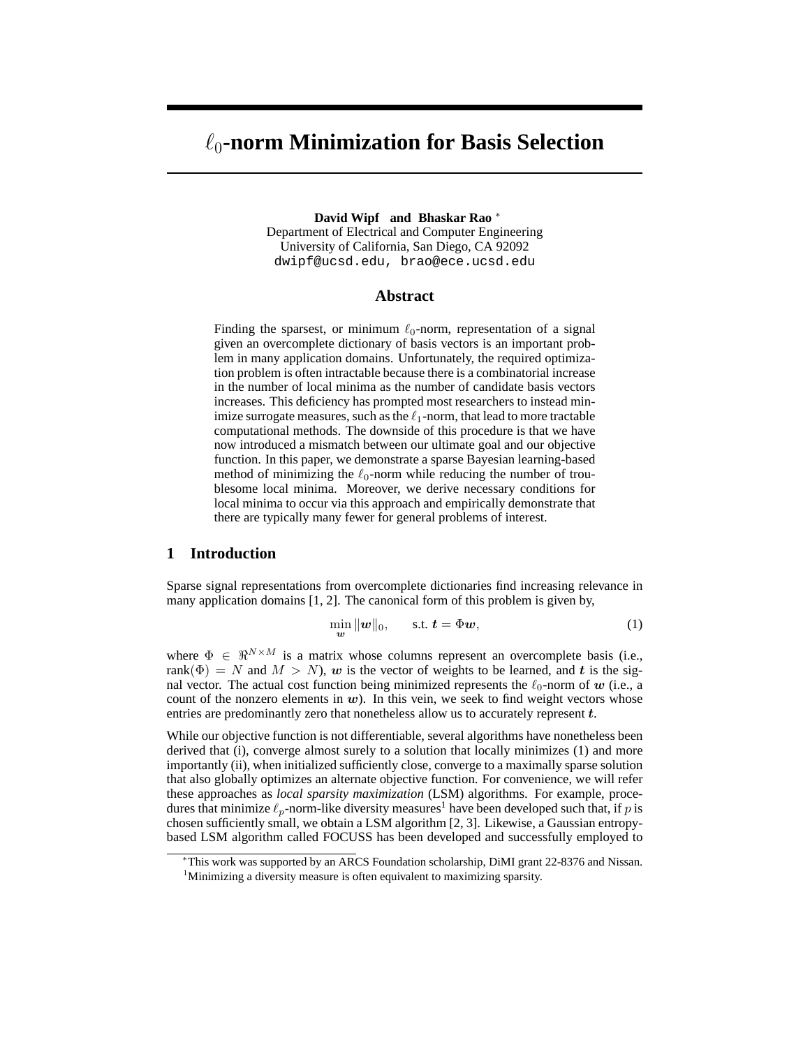# $\ell_0$-norm Minimization for Basis Selection

**David Wipf and Bhaskar Rao** *

Department of Electrical and Computer Engineering
University of California, San Diego, CA 92092
dwipf@ucsd.edu, brao@ece.ucsd.edu

## Abstract

Finding the sparsest, or minimum $\ell_0$-norm, representation of a signal given an overcomplete dictionary of basis vectors is an important problem in many application domains. Unfortunately, the required optimization problem is often intractable because there is a combinatorial increase in the number of local minima as the number of candidate basis vectors increases. This deficiency has prompted most researchers to instead minimize surrogate measures, such as the $\ell_1$-norm, that lead to more tractable computational methods. The downside of this procedure is that we have now introduced a mismatch between our ultimate goal and our objective function. In this paper, we demonstrate a sparse Bayesian learning-based method of minimizing the $\ell_0$-norm while reducing the number of troublesome local minima. Moreover, we derive necessary conditions for local minima to occur via this approach and empirically demonstrate that there are typically many fewer for general problems of interest.

## 1 Introduction

Sparse signal representations from overcomplete dictionaries find increasing relevance in many application domains [1, 2]. The canonical form of this problem is given by,

$$\min_{\boldsymbol{w}} \|\boldsymbol{w}\|_0, \qquad \text{s.t. } \boldsymbol{t} = \Phi \boldsymbol{w}, \tag{1}$$

where $\Phi \in \Re^{N \times M}$ is a matrix whose columns represent an overcomplete basis (i.e., $\text{rank}(\Phi) = N$ and $M > N$), $\boldsymbol{w}$ is the vector of weights to be learned, and $\boldsymbol{t}$ is the signal vector. The actual cost function being minimized represents the $\ell_0$-norm of $\boldsymbol{w}$ (i.e., a count of the nonzero elements in $\boldsymbol{w}$). In this vein, we seek to find weight vectors whose entries are predominantly zero that nonetheless allow us to accurately represent $\boldsymbol{t}$.

While our objective function is not differentiable, several algorithms have nonetheless been derived that (i), converge almost surely to a solution that locally minimizes (1) and more importantly (ii), when initialized sufficiently close, converge to a maximally sparse solution that also globally optimizes an alternate objective function. For convenience, we will refer these approaches as *local sparsity maximization* (LSM) algorithms. For example, procedures that minimize $\ell_p$-norm-like diversity measures[1] have been developed such that, if $p$ is chosen sufficiently small, we obtain a LSM algorithm [2, 3]. Likewise, a Gaussian entropy-based LSM algorithm called FOCUSS has been developed and successfully employed to

*This work was supported by an ARCS Foundation scholarship, DiMI grant 22-8376 and Nissan.

[1] Minimizing a diversity measure is often equivalent to maximizing sparsity.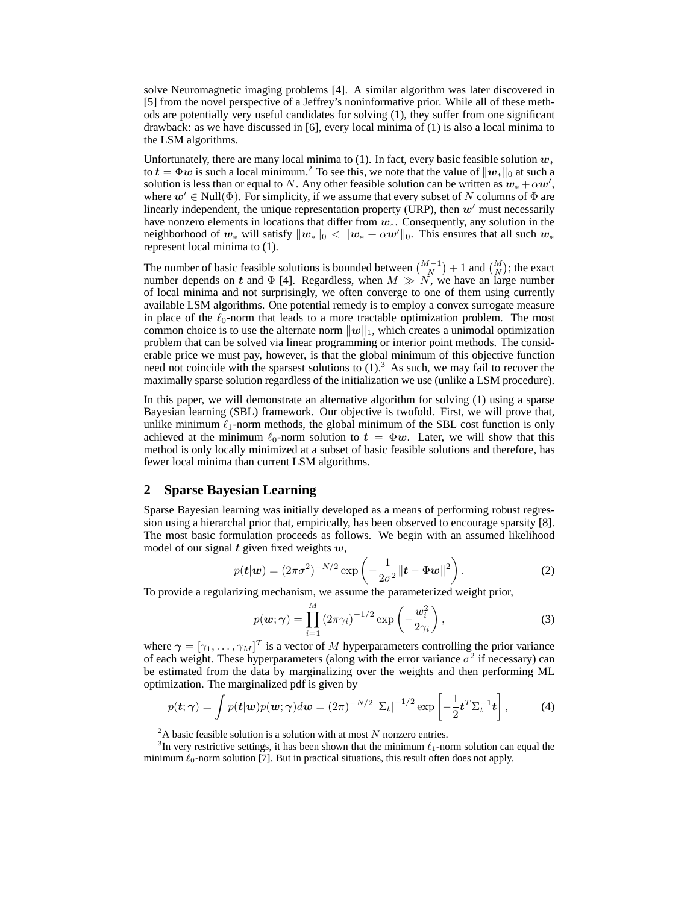solve Neuromagnetic imaging problems [4]. A similar algorithm was later discovered in [5] from the novel perspective of a Jeffrey's noninformative prior. While all of these methods are potentially very useful candidates for solving (1), they suffer from one significant drawback: as we have discussed in [6], every local minima of (1) is also a local minima to the LSM algorithms.

Unfortunately, there are many local minima to (1). In fact, every basic feasible solution $\boldsymbol{w}_*$ to $\boldsymbol{t} = \Phi\boldsymbol{w}$ is such a local minimum.[2] To see this, we note that the value of $\|\boldsymbol{w}_*\|_0$ at such a solution is less than or equal to $N$. Any other feasible solution can be written as $\boldsymbol{w}_* + \alpha\boldsymbol{w}'$, where $\boldsymbol{w}' \in \text{Null}(\Phi)$. For simplicity, if we assume that every subset of $N$ columns of $\Phi$ are linearly independent, the unique representation property (URP), then $\boldsymbol{w}'$ must necessarily have nonzero elements in locations that differ from $\boldsymbol{w}_*$. Consequently, any solution in the neighborhood of $\boldsymbol{w}_*$ will satisfy $\|\boldsymbol{w}_*\|_0 < \|\boldsymbol{w}_* + \alpha\boldsymbol{w}'\|_0$. This ensures that all such $\boldsymbol{w}_*$ represent local minima to (1).

The number of basic feasible solutions is bounded between $\binom{M-1}{N} + 1$ and $\binom{M}{N}$; the exact number depends on $\boldsymbol{t}$ and $\Phi$ [4]. Regardless, when $M \gg N$, we have an large number of local minima and not surprisingly, we often converge to one of them using currently available LSM algorithms. One potential remedy is to employ a convex surrogate measure in place of the $\ell_0$-norm that leads to a more tractable optimization problem. The most common choice is to use the alternate norm $\|\boldsymbol{w}\|_1$, which creates a unimodal optimization problem that can be solved via linear programming or interior point methods. The considerable price we must pay, however, is that the global minimum of this objective function need not coincide with the sparsest solutions to (1).[3] As such, we may fail to recover the maximally sparse solution regardless of the initialization we use (unlike a LSM procedure).

In this paper, we will demonstrate an alternative algorithm for solving (1) using a sparse Bayesian learning (SBL) framework. Our objective is twofold. First, we will prove that, unlike minimum $\ell_1$-norm methods, the global minimum of the SBL cost function is only achieved at the minimum $\ell_0$-norm solution to $\boldsymbol{t} = \Phi\boldsymbol{w}$. Later, we will show that this method is only locally minimized at a subset of basic feasible solutions and therefore, has fewer local minima than current LSM algorithms.

## 2 Sparse Bayesian Learning

Sparse Bayesian learning was initially developed as a means of performing robust regression using a hierarchal prior that, empirically, has been observed to encourage sparsity [8]. The most basic formulation proceeds as follows. We begin with an assumed likelihood model of our signal $\boldsymbol{t}$ given fixed weights $\boldsymbol{w}$,

$$p(\boldsymbol{t}|\boldsymbol{w}) = (2\pi\sigma^2)^{-N/2} \exp\left(-\frac{1}{2\sigma^2}\|\boldsymbol{t} - \Phi\boldsymbol{w}\|^2\right). \tag{2}$$

To provide a regularizing mechanism, we assume the parameterized weight prior,

$$p(\boldsymbol{w};\boldsymbol{\gamma}) = \prod_{i=1}^{M} (2\pi\gamma_i)^{-1/2} \exp\left(-\frac{w_i^2}{2\gamma_i}\right), \tag{3}$$

where $\boldsymbol{\gamma} = [\gamma_1, \ldots, \gamma_M]^T$ is a vector of $M$ hyperparameters controlling the prior variance of each weight. These hyperparameters (along with the error variance $\sigma^2$ if necessary) can be estimated from the data by marginalizing over the weights and then performing ML optimization. The marginalized pdf is given by

$$p(\boldsymbol{t};\boldsymbol{\gamma}) = \int p(\boldsymbol{t}|\boldsymbol{w})p(\boldsymbol{w};\boldsymbol{\gamma})d\boldsymbol{w} = (2\pi)^{-N/2}|\Sigma_t|^{-1/2} \exp\left[-\frac{1}{2}\boldsymbol{t}^T\Sigma_t^{-1}\boldsymbol{t}\right], \tag{4}$$

[2] A basic feasible solution is a solution with at most $N$ nonzero entries.

[3] In very restrictive settings, it has been shown that the minimum $\ell_1$-norm solution can equal the minimum $\ell_0$-norm solution [7]. But in practical situations, this result often does not apply.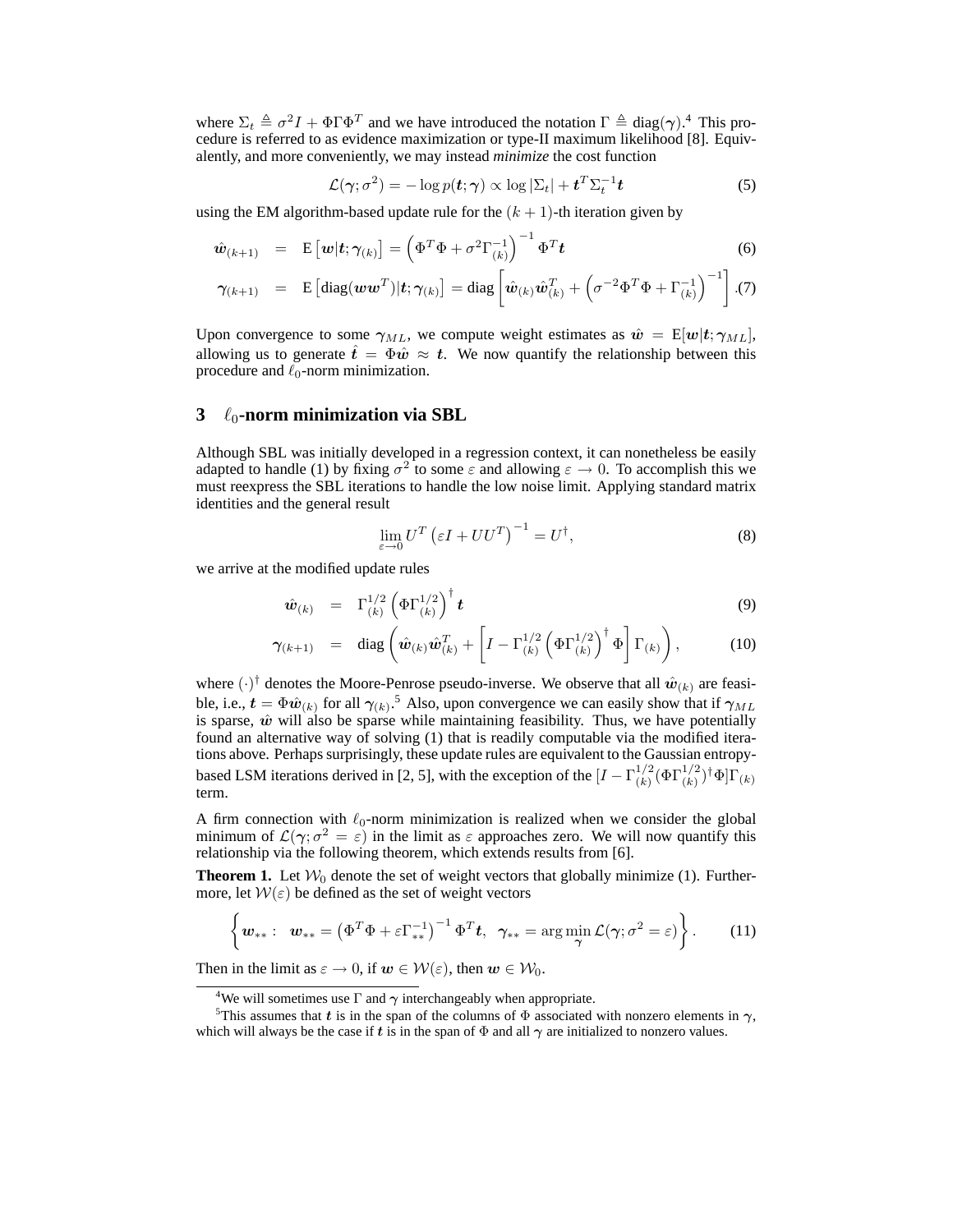where $\Sigma_t \triangleq \sigma^2 I + \Phi\Gamma\Phi^T$ and we have introduced the notation $\Gamma \triangleq \text{diag}(\boldsymbol{\gamma})$.[4] This procedure is referred to as evidence maximization or type-II maximum likelihood [8]. Equivalently, and more conveniently, we may instead *minimize* the cost function

$$\mathcal{L}(\boldsymbol{\gamma};\sigma^2) = -\log p(\boldsymbol{t};\boldsymbol{\gamma}) \propto \log|\Sigma_t| + \boldsymbol{t}^T\Sigma_t^{-1}\boldsymbol{t} \tag{5}$$

using the EM algorithm-based update rule for the $(k+1)$-th iteration given by

$$\hat{\boldsymbol{w}}_{(k+1)} = \text{E}\left[\boldsymbol{w}|\boldsymbol{t};\boldsymbol{\gamma}_{(k)}\right] = \left(\Phi^T\Phi + \sigma^2\Gamma_{(k)}^{-1}\right)^{-1}\Phi^T\boldsymbol{t} \tag{6}$$

$$\boldsymbol{\gamma}_{(k+1)} = \text{E}\left[\text{diag}(\boldsymbol{w}\boldsymbol{w}^T)|\boldsymbol{t};\boldsymbol{\gamma}_{(k)}\right] = \text{diag}\left[\hat{\boldsymbol{w}}_{(k)}\hat{\boldsymbol{w}}_{(k)}^T + \left(\sigma^{-2}\Phi^T\Phi + \Gamma_{(k)}^{-1}\right)^{-1}\right]. \tag{7}$$

Upon convergence to some $\boldsymbol{\gamma}_{ML}$, we compute weight estimates as $\hat{\boldsymbol{w}} = \text{E}[\boldsymbol{w}|\boldsymbol{t};\boldsymbol{\gamma}_{ML}]$, allowing us to generate $\hat{\boldsymbol{t}} = \Phi\hat{\boldsymbol{w}} \approx \boldsymbol{t}$. We now quantify the relationship between this procedure and $\ell_0$-norm minimization.

## 3 $\ell_0$-norm minimization via SBL

Although SBL was initially developed in a regression context, it can nonetheless be easily adapted to handle (1) by fixing $\sigma^2$ to some $\varepsilon$ and allowing $\varepsilon \to 0$. To accomplish this we must reexpress the SBL iterations to handle the low noise limit. Applying standard matrix identities and the general result

$$\lim_{\varepsilon\to 0} U^T\left(\varepsilon I + UU^T\right)^{-1} = U^{\dagger}, \tag{8}$$

we arrive at the modified update rules

$$\hat{\boldsymbol{w}}_{(k)} = \Gamma_{(k)}^{1/2}\left(\Phi\Gamma_{(k)}^{1/2}\right)^{\dagger}\boldsymbol{t} \tag{9}$$

$$\boldsymbol{\gamma}_{(k+1)} = \text{diag}\left(\hat{\boldsymbol{w}}_{(k)}\hat{\boldsymbol{w}}_{(k)}^T + \left[I - \Gamma_{(k)}^{1/2}\left(\Phi\Gamma_{(k)}^{1/2}\right)^{\dagger}\Phi\right]\Gamma_{(k)}\right), \tag{10}$$

where $(\cdot)^{\dagger}$ denotes the Moore-Penrose pseudo-inverse. We observe that all $\hat{\boldsymbol{w}}_{(k)}$ are feasible, i.e., $\boldsymbol{t} = \Phi\hat{\boldsymbol{w}}_{(k)}$ for all $\boldsymbol{\gamma}_{(k)}$.[5] Also, upon convergence we can easily show that if $\boldsymbol{\gamma}_{ML}$ is sparse, $\hat{\boldsymbol{w}}$ will also be sparse while maintaining feasibility. Thus, we have potentially found an alternative way of solving (1) that is readily computable via the modified iterations above. Perhaps surprisingly, these update rules are equivalent to the Gaussian entropy-based LSM iterations derived in [2, 5], with the exception of the $[I - \Gamma_{(k)}^{1/2}(\Phi\Gamma_{(k)}^{1/2})^{\dagger}\Phi]\Gamma_{(k)}$ term.

A firm connection with $\ell_0$-norm minimization is realized when we consider the global minimum of $\mathcal{L}(\boldsymbol{\gamma};\sigma^2 = \varepsilon)$ in the limit as $\varepsilon$ approaches zero. We will now quantify this relationship via the following theorem, which extends results from [6].

**Theorem 1.** Let $\mathcal{W}_0$ denote the set of weight vectors that globally minimize (1). Furthermore, let $\mathcal{W}(\varepsilon)$ be defined as the set of weight vectors

$$\left\{\boldsymbol{w}_{**} : \ \boldsymbol{w}_{**} = \left(\Phi^T\Phi + \varepsilon\Gamma_{**}^{-1}\right)^{-1}\Phi^T\boldsymbol{t}, \ \ \boldsymbol{\gamma}_{**} = \arg\min_{\boldsymbol{\gamma}}\mathcal{L}(\boldsymbol{\gamma};\sigma^2 = \varepsilon)\right\}. \tag{11}$$

Then in the limit as $\varepsilon \to 0$, if $\boldsymbol{w} \in \mathcal{W}(\varepsilon)$, then $\boldsymbol{w} \in \mathcal{W}_0$.

---

[4] We will sometimes use $\Gamma$ and $\boldsymbol{\gamma}$ interchangeably when appropriate.

[5] This assumes that $\boldsymbol{t}$ is in the span of the columns of $\Phi$ associated with nonzero elements in $\boldsymbol{\gamma}$, which will always be the case if $\boldsymbol{t}$ is in the span of $\Phi$ and all $\boldsymbol{\gamma}$ are initialized to nonzero values.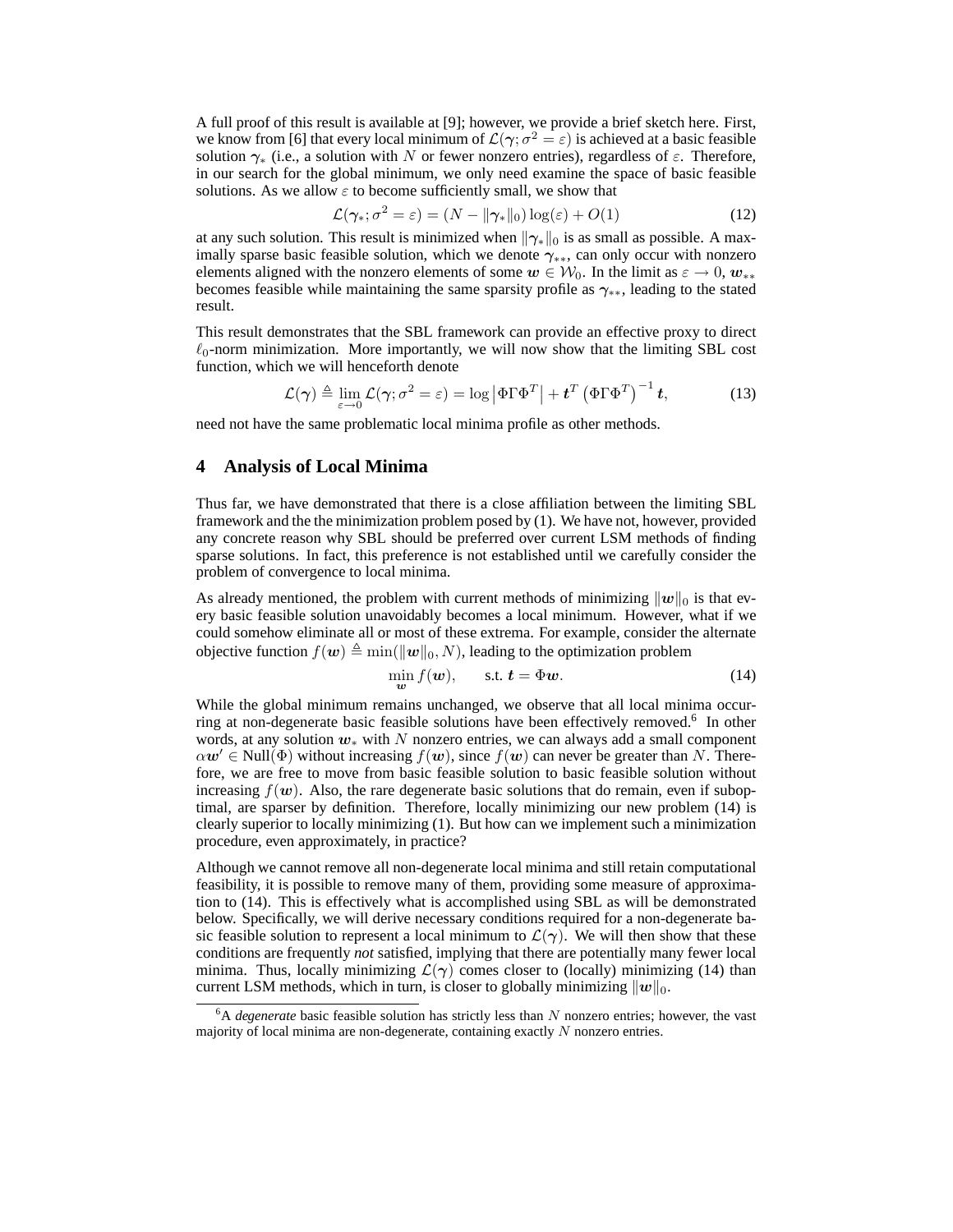A full proof of this result is available at [9]; however, we provide a brief sketch here. First, we know from [6] that every local minimum of $\mathcal{L}(\boldsymbol{\gamma}; \sigma^2 = \varepsilon)$ is achieved at a basic feasible solution $\boldsymbol{\gamma}_*$ (i.e., a solution with $N$ or fewer nonzero entries), regardless of $\varepsilon$. Therefore, in our search for the global minimum, we only need examine the space of basic feasible solutions. As we allow $\varepsilon$ to become sufficiently small, we show that

$$\mathcal{L}(\boldsymbol{\gamma}_*; \sigma^2 = \varepsilon) = (N - \|\boldsymbol{\gamma}_*\|_0) \log(\varepsilon) + O(1) \tag{12}$$

at any such solution. This result is minimized when $\|\boldsymbol{\gamma}_*\|_0$ is as small as possible. A maximally sparse basic feasible solution, which we denote $\boldsymbol{\gamma}_{**}$, can only occur with nonzero elements aligned with the nonzero elements of some $\boldsymbol{w} \in \mathcal{W}_0$. In the limit as $\varepsilon \to 0$, $\boldsymbol{w}_{**}$ becomes feasible while maintaining the same sparsity profile as $\boldsymbol{\gamma}_{**}$, leading to the stated result.

This result demonstrates that the SBL framework can provide an effective proxy to direct $\ell_0$-norm minimization. More importantly, we will now show that the limiting SBL cost function, which we will henceforth denote

$$\mathcal{L}(\boldsymbol{\gamma}) \triangleq \lim_{\varepsilon \to 0} \mathcal{L}(\boldsymbol{\gamma}; \sigma^2 = \varepsilon) = \log \left| \Phi \Gamma \Phi^T \right| + \boldsymbol{t}^T \left( \Phi \Gamma \Phi^T \right)^{-1} \boldsymbol{t}, \tag{13}$$

need not have the same problematic local minima profile as other methods.

## 4 Analysis of Local Minima

Thus far, we have demonstrated that there is a close affiliation between the limiting SBL framework and the the minimization problem posed by (1). We have not, however, provided any concrete reason why SBL should be preferred over current LSM methods of finding sparse solutions. In fact, this preference is not established until we carefully consider the problem of convergence to local minima.

As already mentioned, the problem with current methods of minimizing $\|\boldsymbol{w}\|_0$ is that every basic feasible solution unavoidably becomes a local minimum. However, what if we could somehow eliminate all or most of these extrema. For example, consider the alternate objective function $f(\boldsymbol{w}) \triangleq \min(\|\boldsymbol{w}\|_0, N)$, leading to the optimization problem

$$\min_{\boldsymbol{w}} f(\boldsymbol{w}), \qquad \text{s.t. } \boldsymbol{t} = \Phi \boldsymbol{w}. \tag{14}$$

While the global minimum remains unchanged, we observe that all local minima occurring at non-degenerate basic feasible solutions have been effectively removed.[6] In other words, at any solution $\boldsymbol{w}_*$ with $N$ nonzero entries, we can always add a small component $\alpha \boldsymbol{w}' \in \text{Null}(\Phi)$ without increasing $f(\boldsymbol{w})$, since $f(\boldsymbol{w})$ can never be greater than $N$. Therefore, we are free to move from basic feasible solution to basic feasible solution without increasing $f(\boldsymbol{w})$. Also, the rare degenerate basic solutions that do remain, even if suboptimal, are sparser by definition. Therefore, locally minimizing our new problem (14) is clearly superior to locally minimizing (1). But how can we implement such a minimization procedure, even approximately, in practice?

Although we cannot remove all non-degenerate local minima and still retain computational feasibility, it is possible to remove many of them, providing some measure of approximation to (14). This is effectively what is accomplished using SBL as will be demonstrated below. Specifically, we will derive necessary conditions required for a non-degenerate basic feasible solution to represent a local minimum to $\mathcal{L}(\boldsymbol{\gamma})$. We will then show that these conditions are frequently *not* satisfied, implying that there are potentially many fewer local minima. Thus, locally minimizing $\mathcal{L}(\boldsymbol{\gamma})$ comes closer to (locally) minimizing (14) than current LSM methods, which in turn, is closer to globally minimizing $\|\boldsymbol{w}\|_0$.

[6] A *degenerate* basic feasible solution has strictly less than $N$ nonzero entries; however, the vast majority of local minima are non-degenerate, containing exactly $N$ nonzero entries.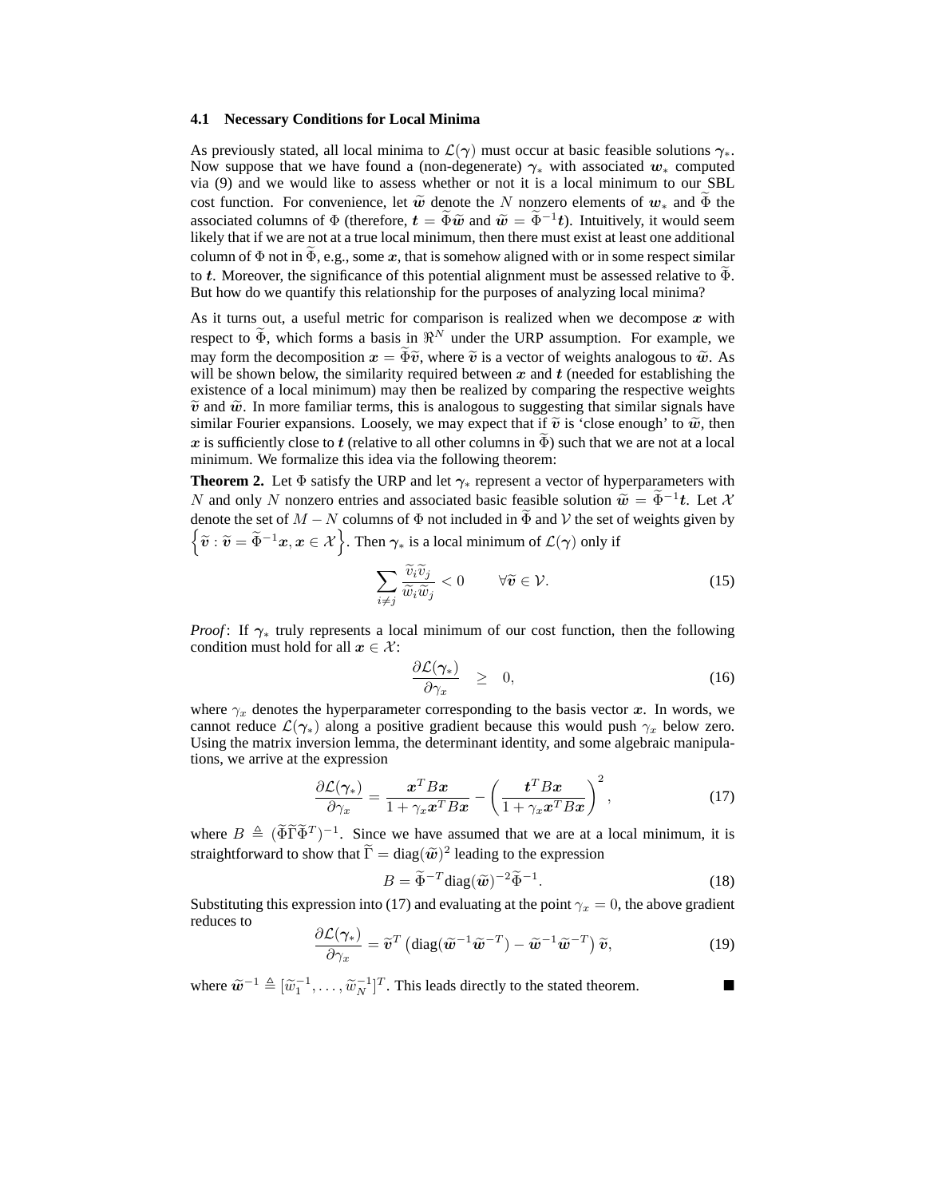### 4.1 Necessary Conditions for Local Minima

As previously stated, all local minima to $\mathcal{L}(\boldsymbol{\gamma})$ must occur at basic feasible solutions $\boldsymbol{\gamma}_*$. Now suppose that we have found a (non-degenerate) $\boldsymbol{\gamma}_*$ with associated $\boldsymbol{w}_*$ computed via (9) and we would like to assess whether or not it is a local minimum to our SBL cost function. For convenience, let $\widetilde{\boldsymbol{w}}$ denote the $N$ nonzero elements of $\boldsymbol{w}_*$ and $\widetilde{\Phi}$ the associated columns of $\Phi$ (therefore, $\boldsymbol{t} = \widetilde{\Phi}\widetilde{\boldsymbol{w}}$ and $\widetilde{\boldsymbol{w}} = \widetilde{\Phi}^{-1}\boldsymbol{t}$). Intuitively, it would seem likely that if we are not at a true local minimum, then there must exist at least one additional column of $\Phi$ not in $\widetilde{\Phi}$, e.g., some $\boldsymbol{x}$, that is somehow aligned with or in some respect similar to $\boldsymbol{t}$. Moreover, the significance of this potential alignment must be assessed relative to $\widetilde{\Phi}$. But how do we quantify this relationship for the purposes of analyzing local minima?

As it turns out, a useful metric for comparison is realized when we decompose $\boldsymbol{x}$ with respect to $\widetilde{\Phi}$, which forms a basis in $\Re^N$ under the URP assumption. For example, we may form the decomposition $\boldsymbol{x} = \widetilde{\Phi}\widetilde{\boldsymbol{v}}$, where $\widetilde{\boldsymbol{v}}$ is a vector of weights analogous to $\widetilde{\boldsymbol{w}}$. As will be shown below, the similarity required between $\boldsymbol{x}$ and $\boldsymbol{t}$ (needed for establishing the existence of a local minimum) may then be realized by comparing the respective weights $\widetilde{\boldsymbol{v}}$ and $\widetilde{\boldsymbol{w}}$. In more familiar terms, this is analogous to suggesting that similar signals have similar Fourier expansions. Loosely, we may expect that if $\widetilde{\boldsymbol{v}}$ is 'close enough' to $\widetilde{\boldsymbol{w}}$, then $\boldsymbol{x}$ is sufficiently close to $\boldsymbol{t}$ (relative to all other columns in $\widetilde{\Phi}$) such that we are not at a local minimum. We formalize this idea via the following theorem:

**Theorem 2.** Let $\Phi$ satisfy the URP and let $\boldsymbol{\gamma}_*$ represent a vector of hyperparameters with $N$ and only $N$ nonzero entries and associated basic feasible solution $\widetilde{\boldsymbol{w}} = \widetilde{\Phi}^{-1}\boldsymbol{t}$. Let $\mathcal{X}$ denote the set of $M - N$ columns of $\Phi$ not included in $\widetilde{\Phi}$ and $\mathcal{V}$ the set of weights given by $\left\{\widetilde{\boldsymbol{v}} : \widetilde{\boldsymbol{v}} = \widetilde{\Phi}^{-1}\boldsymbol{x}, \boldsymbol{x} \in \mathcal{X}\right\}$. Then $\boldsymbol{\gamma}_*$ is a local minimum of $\mathcal{L}(\boldsymbol{\gamma})$ only if

$$\sum_{i \neq j} \frac{\widetilde{v}_i \widetilde{v}_j}{\widetilde{w}_i \widetilde{w}_j} < 0 \qquad \forall \widetilde{\boldsymbol{v}} \in \mathcal{V}. \tag{15}$$

*Proof*: If $\boldsymbol{\gamma}_*$ truly represents a local minimum of our cost function, then the following condition must hold for all $\boldsymbol{x} \in \mathcal{X}$:

$$\frac{\partial \mathcal{L}(\boldsymbol{\gamma}_*)}{\partial \gamma_x} \quad \geq \quad 0, \tag{16}$$

where $\gamma_x$ denotes the hyperparameter corresponding to the basis vector $\boldsymbol{x}$. In words, we cannot reduce $\mathcal{L}(\boldsymbol{\gamma}_*)$ along a positive gradient because this would push $\gamma_x$ below zero. Using the matrix inversion lemma, the determinant identity, and some algebraic manipulations, we arrive at the expression

$$\frac{\partial \mathcal{L}(\boldsymbol{\gamma}_*)}{\partial \gamma_x} = \frac{\boldsymbol{x}^T B \boldsymbol{x}}{1 + \gamma_x \boldsymbol{x}^T B \boldsymbol{x}} - \left(\frac{\boldsymbol{t}^T B \boldsymbol{x}}{1 + \gamma_x \boldsymbol{x}^T B \boldsymbol{x}}\right)^2, \tag{17}$$

where $B \triangleq (\widetilde{\Phi}\widetilde{\Gamma}\widetilde{\Phi}^T)^{-1}$. Since we have assumed that we are at a local minimum, it is straightforward to show that $\widetilde{\Gamma} = \text{diag}(\widetilde{\boldsymbol{w}})^2$ leading to the expression

$$B = \widetilde{\Phi}^{-T}\text{diag}(\widetilde{\boldsymbol{w}})^{-2}\widetilde{\Phi}^{-1}. \tag{18}$$

Substituting this expression into (17) and evaluating at the point $\gamma_x = 0$, the above gradient reduces to

$$\frac{\partial \mathcal{L}(\boldsymbol{\gamma}_*)}{\partial \gamma_x} = \widetilde{\boldsymbol{v}}^T \left(\text{diag}(\widetilde{\boldsymbol{w}}^{-1}\widetilde{\boldsymbol{w}}^{-T}) - \widetilde{\boldsymbol{w}}^{-1}\widetilde{\boldsymbol{w}}^{-T}\right)\widetilde{\boldsymbol{v}}, \tag{19}$$

where $\widetilde{\boldsymbol{w}}^{-1} \triangleq [\widetilde{w}_1^{-1}, \ldots, \widetilde{w}_N^{-1}]^T$. This leads directly to the stated theorem. ■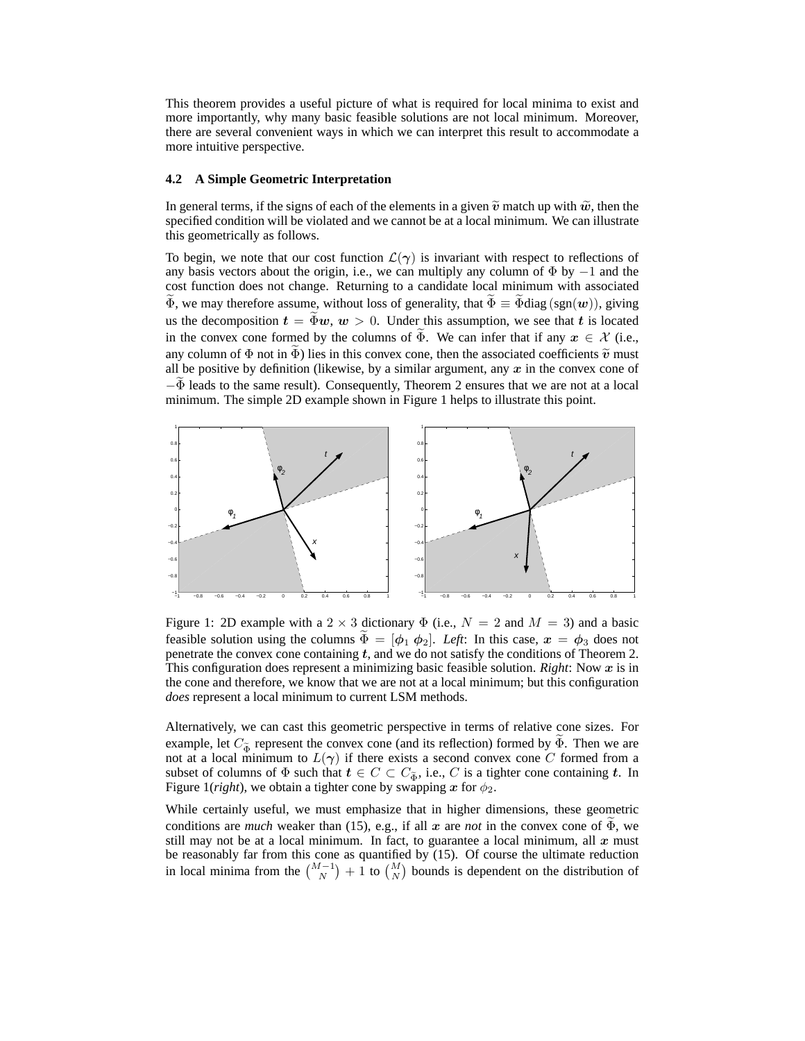This theorem provides a useful picture of what is required for local minima to exist and more importantly, why many basic feasible solutions are not local minimum. Moreover, there are several convenient ways in which we can interpret this result to accommodate a more intuitive perspective.

### 4.2 A Simple Geometric Interpretation

In general terms, if the signs of each of the elements in a given $\widetilde{\boldsymbol{v}}$ match up with $\widetilde{\boldsymbol{w}}$, then the specified condition will be violated and we cannot be at a local minimum. We can illustrate this geometrically as follows.

To begin, we note that our cost function $\mathcal{L}(\boldsymbol{\gamma})$ is invariant with respect to reflections of any basis vectors about the origin, i.e., we can multiply any column of $\Phi$ by $-1$ and the cost function does not change. Returning to a candidate local minimum with associated $\widetilde{\Phi}$, we may therefore assume, without loss of generality, that $\widetilde{\Phi} \equiv \widetilde{\Phi}\text{diag}\left(\text{sgn}(\boldsymbol{w})\right)$, giving us the decomposition $\boldsymbol{t} = \widetilde{\Phi}\boldsymbol{w}$, $\boldsymbol{w} > 0$. Under this assumption, we see that $\boldsymbol{t}$ is located in the convex cone formed by the columns of $\widetilde{\Phi}$. We can infer that if any $\boldsymbol{x} \in \mathcal{X}$ (i.e., any column of $\Phi$ not in $\widetilde{\Phi}$) lies in this convex cone, then the associated coefficients $\widetilde{\boldsymbol{v}}$ must all be positive by definition (likewise, by a similar argument, any $\boldsymbol{x}$ in the convex cone of $-\widetilde{\Phi}$ leads to the same result). Consequently, Theorem 2 ensures that we are not at a local minimum. The simple 2D example shown in Figure 1 helps to illustrate this point.

Figure 1: 2D example with a $2 \times 3$ dictionary $\Phi$ (i.e., $N = 2$ and $M = 3$) and a basic feasible solution using the columns $\widetilde{\Phi} = [\boldsymbol{\phi}_1 \ \boldsymbol{\phi}_2]$. *Left*: In this case, $\boldsymbol{x} = \boldsymbol{\phi}_3$ does not penetrate the convex cone containing $\boldsymbol{t}$, and we do not satisfy the conditions of Theorem 2. This configuration does represent a minimizing basic feasible solution. *Right*: Now $\boldsymbol{x}$ is in the cone and therefore, we know that we are not at a local minimum; but this configuration *does* represent a local minimum to current LSM methods.

Alternatively, we can cast this geometric perspective in terms of relative cone sizes. For example, let $C_{\widetilde{\Phi}}$ represent the convex cone (and its reflection) formed by $\widetilde{\Phi}$. Then we are not at a local minimum to $L(\boldsymbol{\gamma})$ if there exists a second convex cone $C$ formed from a subset of columns of $\Phi$ such that $\boldsymbol{t} \in C \subset C_{\widetilde{\Phi}}$, i.e., $C$ is a tighter cone containing $\boldsymbol{t}$. In Figure 1(*right*), we obtain a tighter cone by swapping $\boldsymbol{x}$ for $\phi_2$.

While certainly useful, we must emphasize that in higher dimensions, these geometric conditions are *much* weaker than (15), e.g., if all $\boldsymbol{x}$ are *not* in the convex cone of $\widetilde{\Phi}$, we still may not be at a local minimum. In fact, to guarantee a local minimum, all $\boldsymbol{x}$ must be reasonably far from this cone as quantified by (15). Of course the ultimate reduction in local minima from the $\binom{M-1}{N} + 1$ to $\binom{M}{N}$ bounds is dependent on the distribution of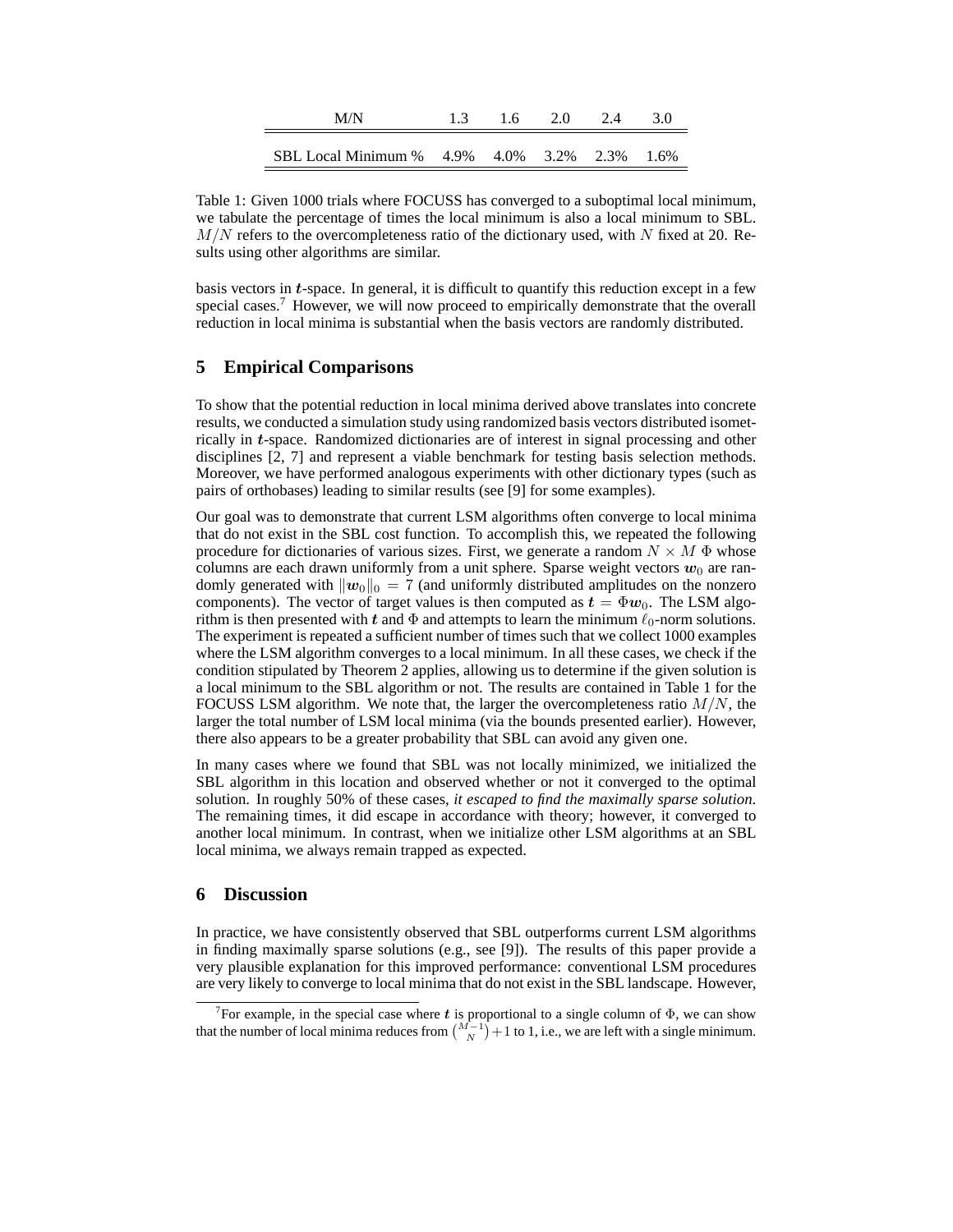| M/N | 1.3 | 1.6 | 2.0 | 2.4 | 3.0 |
|---|---|---|---|---|---|
| SBL Local Minimum % | 4.9% | 4.0% | 3.2% | 2.3% | 1.6% |

Table 1: Given 1000 trials where FOCUSS has converged to a suboptimal local minimum, we tabulate the percentage of times the local minimum is also a local minimum to SBL. $M/N$ refers to the overcompleteness ratio of the dictionary used, with $N$ fixed at 20. Results using other algorithms are similar.

basis vectors in $\boldsymbol{t}$-space. In general, it is difficult to quantify this reduction except in a few special cases.[7] However, we will now proceed to empirically demonstrate that the overall reduction in local minima is substantial when the basis vectors are randomly distributed.

## 5 Empirical Comparisons

To show that the potential reduction in local minima derived above translates into concrete results, we conducted a simulation study using randomized basis vectors distributed isometrically in $\boldsymbol{t}$-space. Randomized dictionaries are of interest in signal processing and other disciplines [2, 7] and represent a viable benchmark for testing basis selection methods. Moreover, we have performed analogous experiments with other dictionary types (such as pairs of orthobases) leading to similar results (see [9] for some examples).

Our goal was to demonstrate that current LSM algorithms often converge to local minima that do not exist in the SBL cost function. To accomplish this, we repeated the following procedure for dictionaries of various sizes. First, we generate a random $N \times M$ $\Phi$ whose columns are each drawn uniformly from a unit sphere. Sparse weight vectors $\boldsymbol{w}_0$ are randomly generated with $\|\boldsymbol{w}_0\|_0 = 7$ (and uniformly distributed amplitudes on the nonzero components). The vector of target values is then computed as $\boldsymbol{t} = \Phi \boldsymbol{w}_0$. The LSM algorithm is then presented with $\boldsymbol{t}$ and $\Phi$ and attempts to learn the minimum $\ell_0$-norm solutions. The experiment is repeated a sufficient number of times such that we collect 1000 examples where the LSM algorithm converges to a local minimum. In all these cases, we check if the condition stipulated by Theorem 2 applies, allowing us to determine if the given solution is a local minimum to the SBL algorithm or not. The results are contained in Table 1 for the FOCUSS LSM algorithm. We note that, the larger the overcompleteness ratio $M/N$, the larger the total number of LSM local minima (via the bounds presented earlier). However, there also appears to be a greater probability that SBL can avoid any given one.

In many cases where we found that SBL was not locally minimized, we initialized the SBL algorithm in this location and observed whether or not it converged to the optimal solution. In roughly 50% of these cases, *it escaped to find the maximally sparse solution*. The remaining times, it did escape in accordance with theory; however, it converged to another local minimum. In contrast, when we initialize other LSM algorithms at an SBL local minima, we always remain trapped as expected.

## 6 Discussion

In practice, we have consistently observed that SBL outperforms current LSM algorithms in finding maximally sparse solutions (e.g., see [9]). The results of this paper provide a very plausible explanation for this improved performance: conventional LSM procedures are very likely to converge to local minima that do not exist in the SBL landscape. However,

[7] For example, in the special case where $\boldsymbol{t}$ is proportional to a single column of $\Phi$, we can show that the number of local minima reduces from $\binom{M-1}{N} + 1$ to 1, i.e., we are left with a single minimum.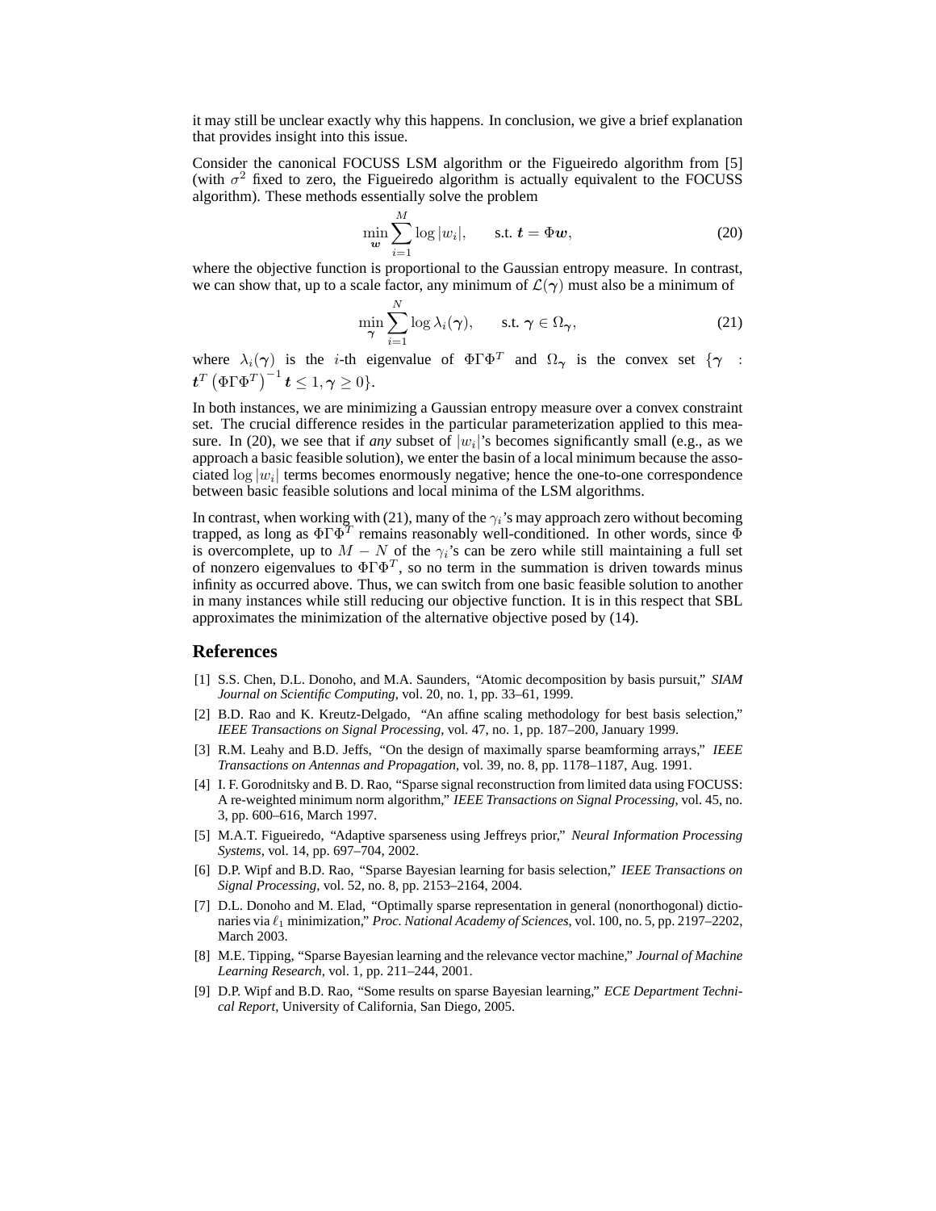it may still be unclear exactly why this happens. In conclusion, we give a brief explanation that provides insight into this issue.

Consider the canonical FOCUSS LSM algorithm or the Figueiredo algorithm from [5] (with $\sigma^2$ fixed to zero, the Figueiredo algorithm is actually equivalent to the FOCUSS algorithm). These methods essentially solve the problem

$$\min_{\boldsymbol{w}} \sum_{i=1}^{M} \log |w_i|, \qquad \text{s.t. } \boldsymbol{t} = \Phi \boldsymbol{w}, \tag{20}$$

where the objective function is proportional to the Gaussian entropy measure. In contrast, we can show that, up to a scale factor, any minimum of $\mathcal{L}(\boldsymbol{\gamma})$ must also be a minimum of

$$\min_{\boldsymbol{\gamma}} \sum_{i=1}^{N} \log \lambda_i(\boldsymbol{\gamma}), \qquad \text{s.t. } \boldsymbol{\gamma} \in \Omega_{\boldsymbol{\gamma}}, \tag{21}$$

where $\lambda_i(\boldsymbol{\gamma})$ is the $i$-th eigenvalue of $\Phi \Gamma \Phi^T$ and $\Omega_{\boldsymbol{\gamma}}$ is the convex set $\{\boldsymbol{\gamma} : \boldsymbol{t}^T \left(\Phi \Gamma \Phi^T\right)^{-1} \boldsymbol{t} \leq 1, \boldsymbol{\gamma} \geq 0\}$.

In both instances, we are minimizing a Gaussian entropy measure over a convex constraint set. The crucial difference resides in the particular parameterization applied to this measure. In (20), we see that if *any* subset of $|w_i|$'s becomes significantly small (e.g., as we approach a basic feasible solution), we enter the basin of a local minimum because the associated $\log |w_i|$ terms becomes enormously negative; hence the one-to-one correspondence between basic feasible solutions and local minima of the LSM algorithms.

In contrast, when working with (21), many of the $\gamma_i$'s may approach zero without becoming trapped, as long as $\Phi \Gamma \Phi^T$ remains reasonably well-conditioned. In other words, since $\Phi$ is overcomplete, up to $M - N$ of the $\gamma_i$'s can be zero while still maintaining a full set of nonzero eigenvalues to $\Phi \Gamma \Phi^T$, so no term in the summation is driven towards minus infinity as occurred above. Thus, we can switch from one basic feasible solution to another in many instances while still reducing our objective function. It is in this respect that SBL approximates the minimization of the alternative objective posed by (14).

## References

[1] S.S. Chen, D.L. Donoho, and M.A. Saunders, "Atomic decomposition by basis pursuit," *SIAM Journal on Scientific Computing*, vol. 20, no. 1, pp. 33–61, 1999.

[2] B.D. Rao and K. Kreutz-Delgado, "An affine scaling methodology for best basis selection," *IEEE Transactions on Signal Processing*, vol. 47, no. 1, pp. 187–200, January 1999.

[3] R.M. Leahy and B.D. Jeffs, "On the design of maximally sparse beamforming arrays," *IEEE Transactions on Antennas and Propagation*, vol. 39, no. 8, pp. 1178–1187, Aug. 1991.

[4] I. F. Gorodnitsky and B. D. Rao, "Sparse signal reconstruction from limited data using FOCUSS: A re-weighted minimum norm algorithm," *IEEE Transactions on Signal Processing*, vol. 45, no. 3, pp. 600–616, March 1997.

[5] M.A.T. Figueiredo, "Adaptive sparseness using Jeffreys prior," *Neural Information Processing Systems*, vol. 14, pp. 697–704, 2002.

[6] D.P. Wipf and B.D. Rao, "Sparse Bayesian learning for basis selection," *IEEE Transactions on Signal Processing*, vol. 52, no. 8, pp. 2153–2164, 2004.

[7] D.L. Donoho and M. Elad, "Optimally sparse representation in general (nonorthogonal) dictionaries via $\ell_1$ minimization," *Proc. National Academy of Sciences*, vol. 100, no. 5, pp. 2197–2202, March 2003.

[8] M.E. Tipping, "Sparse Bayesian learning and the relevance vector machine," *Journal of Machine Learning Research*, vol. 1, pp. 211–244, 2001.

[9] D.P. Wipf and B.D. Rao, "Some results on sparse Bayesian learning," *ECE Department Technical Report*, University of California, San Diego, 2005.